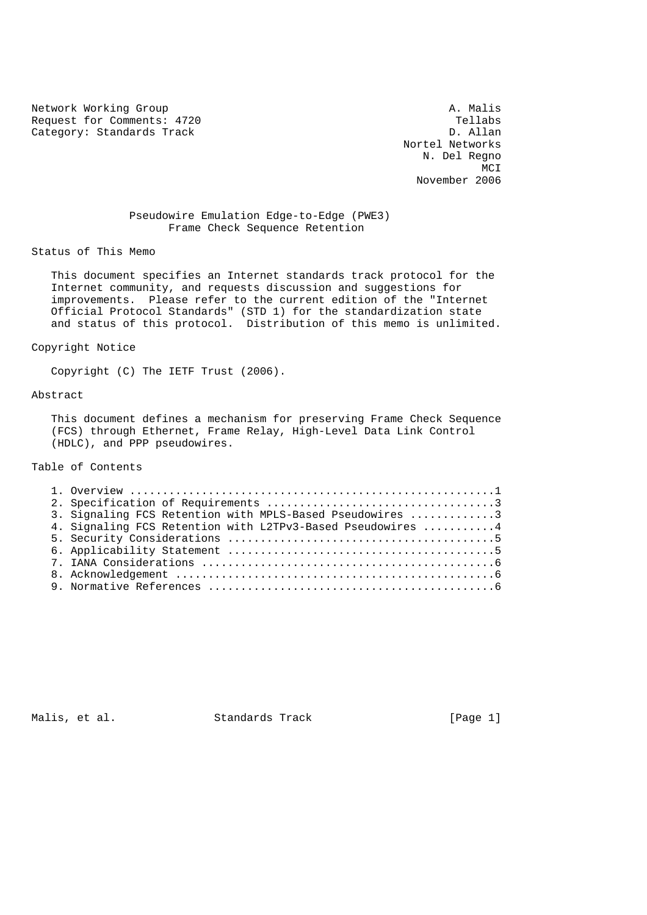Network Working Group A. Malis
Request for Comments: 4720 Tellabs
Category: Standards Track D. Allan
Nortel Networks
N. Del Regno
MCI
November 2006

# Pseudowire Emulation Edge-to-Edge (PWE3) Frame Check Sequence Retention

## Status of This Memo

This document specifies an Internet standards track protocol for the Internet community, and requests discussion and suggestions for improvements. Please refer to the current edition of the "Internet Official Protocol Standards" (STD 1) for the standardization state and status of this protocol. Distribution of this memo is unlimited.

## Copyright Notice

Copyright (C) The IETF Trust (2006).

## Abstract

This document defines a mechanism for preserving Frame Check Sequence (FCS) through Ethernet, Frame Relay, High-Level Data Link Control (HDLC), and PPP pseudowires.

## Table of Contents

1. Overview ........................................................1
2. Specification of Requirements ...................................3
3. Signaling FCS Retention with MPLS-Based Pseudowires .............3
4. Signaling FCS Retention with L2TPv3-Based Pseudowires ...........4
5. Security Considerations .........................................5
6. Applicability Statement .........................................5
7. IANA Considerations .............................................6
8. Acknowledgement .................................................6
9. Normative References ............................................6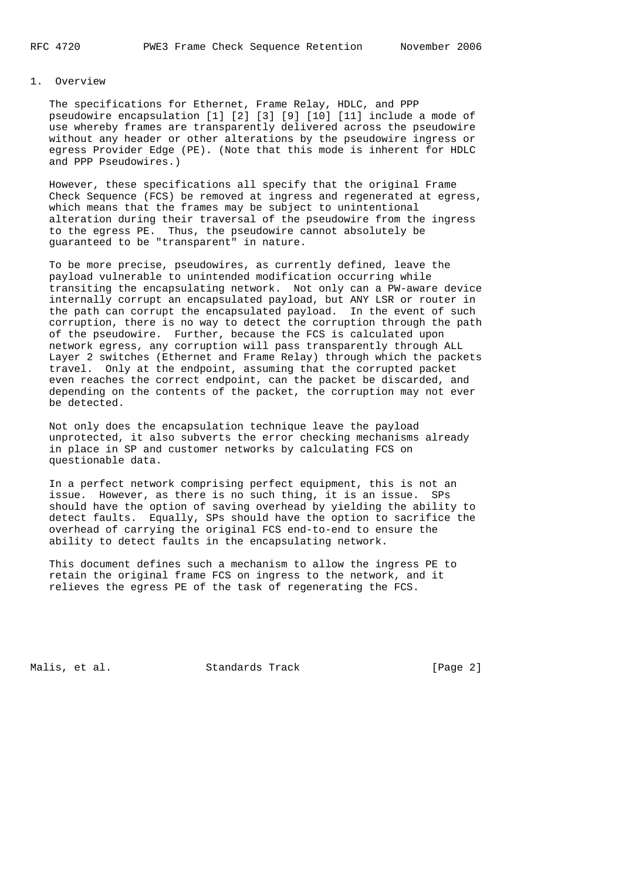## 1. Overview

The specifications for Ethernet, Frame Relay, HDLC, and PPP pseudowire encapsulation [1] [2] [3] [9] [10] [11] include a mode of use whereby frames are transparently delivered across the pseudowire without any header or other alterations by the pseudowire ingress or egress Provider Edge (PE). (Note that this mode is inherent for HDLC and PPP Pseudowires.)

However, these specifications all specify that the original Frame Check Sequence (FCS) be removed at ingress and regenerated at egress, which means that the frames may be subject to unintentional alteration during their traversal of the pseudowire from the ingress to the egress PE. Thus, the pseudowire cannot absolutely be guaranteed to be "transparent" in nature.

To be more precise, pseudowires, as currently defined, leave the payload vulnerable to unintended modification occurring while transiting the encapsulating network. Not only can a PW-aware device internally corrupt an encapsulated payload, but ANY LSR or router in the path can corrupt the encapsulated payload. In the event of such corruption, there is no way to detect the corruption through the path of the pseudowire. Further, because the FCS is calculated upon network egress, any corruption will pass transparently through ALL Layer 2 switches (Ethernet and Frame Relay) through which the packets travel. Only at the endpoint, assuming that the corrupted packet even reaches the correct endpoint, can the packet be discarded, and depending on the contents of the packet, the corruption may not ever be detected.

Not only does the encapsulation technique leave the payload unprotected, it also subverts the error checking mechanisms already in place in SP and customer networks by calculating FCS on questionable data.

In a perfect network comprising perfect equipment, this is not an issue. However, as there is no such thing, it is an issue. SPs should have the option of saving overhead by yielding the ability to detect faults. Equally, SPs should have the option to sacrifice the overhead of carrying the original FCS end-to-end to ensure the ability to detect faults in the encapsulating network.

This document defines such a mechanism to allow the ingress PE to retain the original frame FCS on ingress to the network, and it relieves the egress PE of the task of regenerating the FCS.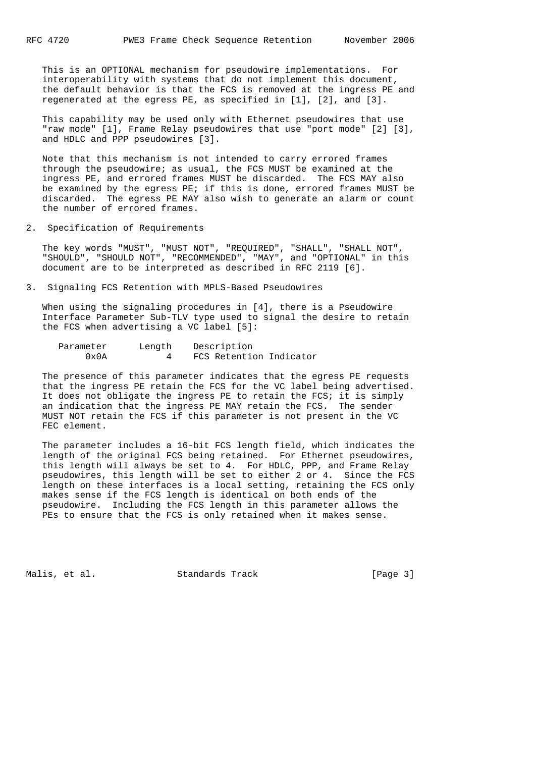This is an OPTIONAL mechanism for pseudowire implementations. For interoperability with systems that do not implement this document, the default behavior is that the FCS is removed at the ingress PE and regenerated at the egress PE, as specified in [1], [2], and [3].

This capability may be used only with Ethernet pseudowires that use "raw mode" [1], Frame Relay pseudowires that use "port mode" [2] [3], and HDLC and PPP pseudowires [3].

Note that this mechanism is not intended to carry errored frames through the pseudowire; as usual, the FCS MUST be examined at the ingress PE, and errored frames MUST be discarded. The FCS MAY also be examined by the egress PE; if this is done, errored frames MUST be discarded. The egress PE MAY also wish to generate an alarm or count the number of errored frames.

## 2. Specification of Requirements

The key words "MUST", "MUST NOT", "REQUIRED", "SHALL", "SHALL NOT", "SHOULD", "SHOULD NOT", "RECOMMENDED", "MAY", and "OPTIONAL" in this document are to be interpreted as described in RFC 2119 [6].

## 3. Signaling FCS Retention with MPLS-Based Pseudowires

When using the signaling procedures in [4], there is a Pseudowire Interface Parameter Sub-TLV type used to signal the desire to retain the FCS when advertising a VC label [5]:

| Parameter | Length | Description |
|---|---|---|
| 0x0A | 4 | FCS Retention Indicator |

The presence of this parameter indicates that the egress PE requests that the ingress PE retain the FCS for the VC label being advertised. It does not obligate the ingress PE to retain the FCS; it is simply an indication that the ingress PE MAY retain the FCS. The sender MUST NOT retain the FCS if this parameter is not present in the VC FEC element.

The parameter includes a 16-bit FCS length field, which indicates the length of the original FCS being retained. For Ethernet pseudowires, this length will always be set to 4. For HDLC, PPP, and Frame Relay pseudowires, this length will be set to either 2 or 4. Since the FCS length on these interfaces is a local setting, retaining the FCS only makes sense if the FCS length is identical on both ends of the pseudowire. Including the FCS length in this parameter allows the PEs to ensure that the FCS is only retained when it makes sense.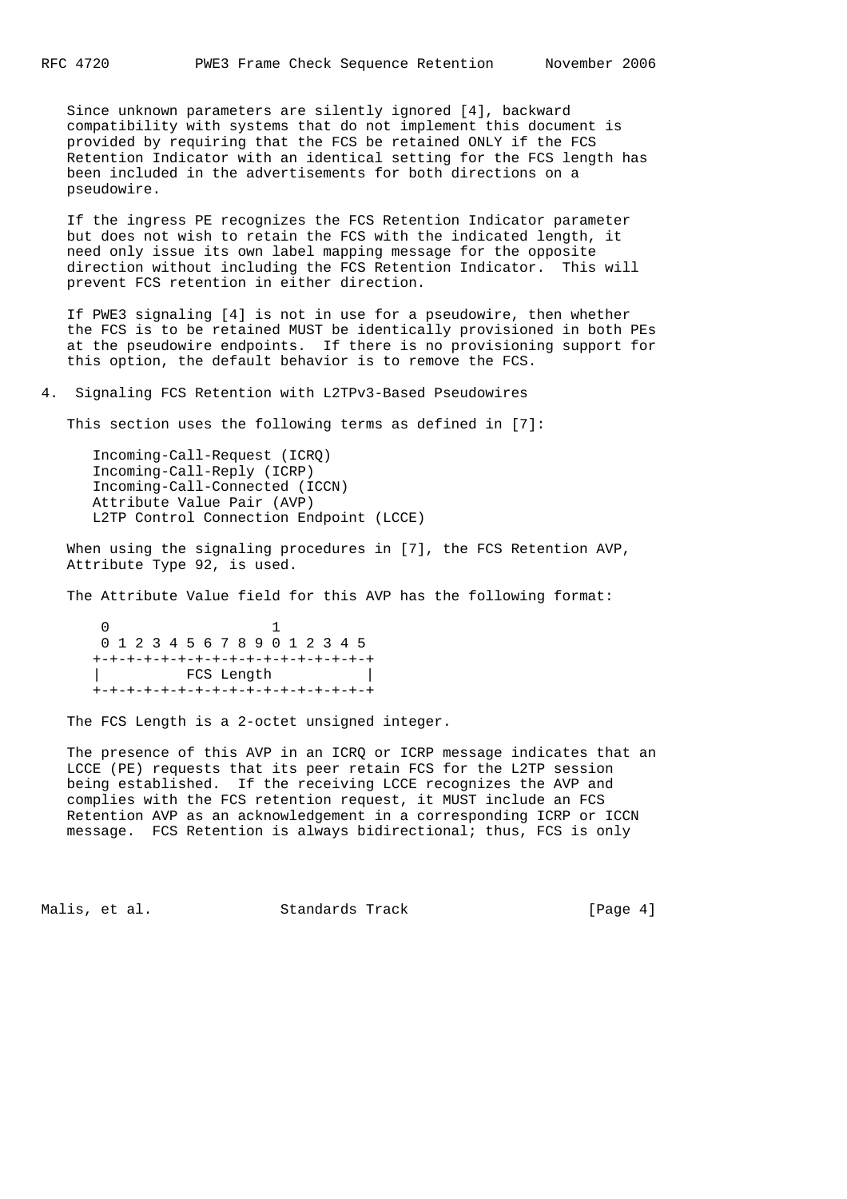Since unknown parameters are silently ignored [4], backward compatibility with systems that do not implement this document is provided by requiring that the FCS be retained ONLY if the FCS Retention Indicator with an identical setting for the FCS length has been included in the advertisements for both directions on a pseudowire.

If the ingress PE recognizes the FCS Retention Indicator parameter but does not wish to retain the FCS with the indicated length, it need only issue its own label mapping message for the opposite direction without including the FCS Retention Indicator. This will prevent FCS retention in either direction.

If PWE3 signaling [4] is not in use for a pseudowire, then whether the FCS is to be retained MUST be identically provisioned in both PEs at the pseudowire endpoints. If there is no provisioning support for this option, the default behavior is to remove the FCS.

## 4. Signaling FCS Retention with L2TPv3-Based Pseudowires

This section uses the following terms as defined in [7]:

- Incoming-Call-Request (ICRQ)
- Incoming-Call-Reply (ICRP)
- Incoming-Call-Connected (ICCN)
- Attribute Value Pair (AVP)
- L2TP Control Connection Endpoint (LCCE)

When using the signaling procedures in [7], the FCS Retention AVP, Attribute Type 92, is used.

The Attribute Value field for this AVP has the following format:

```
 0                   1
 0 1 2 3 4 5 6 7 8 9 0 1 2 3 4 5
+-+-+-+-+-+-+-+-+-+-+-+-+-+-+-+-+
|          FCS Length           |
+-+-+-+-+-+-+-+-+-+-+-+-+-+-+-+-+
```

The FCS Length is a 2-octet unsigned integer.

The presence of this AVP in an ICRQ or ICRP message indicates that an LCCE (PE) requests that its peer retain FCS for the L2TP session being established. If the receiving LCCE recognizes the AVP and complies with the FCS retention request, it MUST include an FCS Retention AVP as an acknowledgement in a corresponding ICRP or ICCN message. FCS Retention is always bidirectional; thus, FCS is only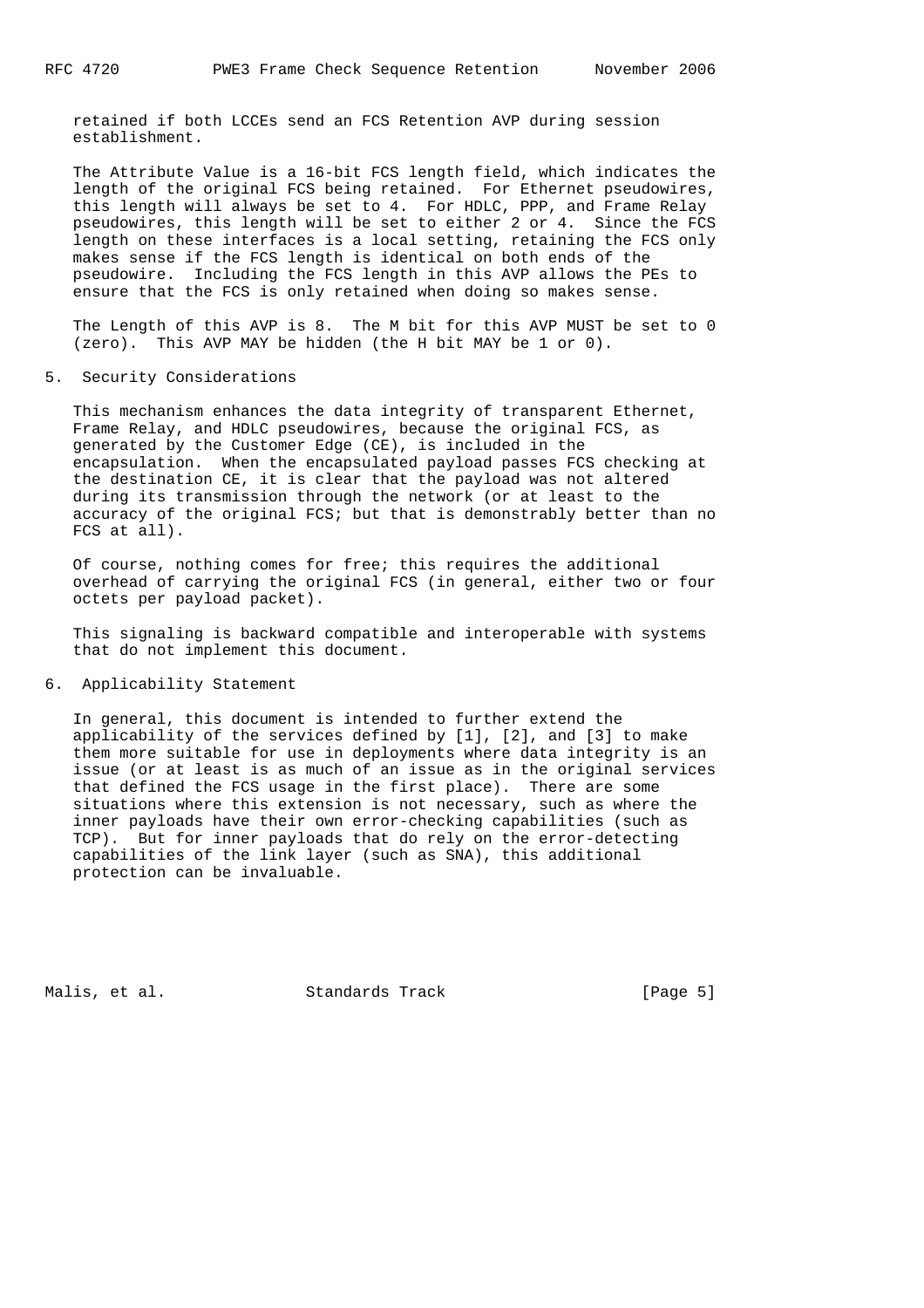retained if both LCCEs send an FCS Retention AVP during session establishment.

The Attribute Value is a 16-bit FCS length field, which indicates the length of the original FCS being retained. For Ethernet pseudowires, this length will always be set to 4. For HDLC, PPP, and Frame Relay pseudowires, this length will be set to either 2 or 4. Since the FCS length on these interfaces is a local setting, retaining the FCS only makes sense if the FCS length is identical on both ends of the pseudowire. Including the FCS length in this AVP allows the PEs to ensure that the FCS is only retained when doing so makes sense.

The Length of this AVP is 8. The M bit for this AVP MUST be set to 0 (zero). This AVP MAY be hidden (the H bit MAY be 1 or 0).

## 5. Security Considerations

This mechanism enhances the data integrity of transparent Ethernet, Frame Relay, and HDLC pseudowires, because the original FCS, as generated by the Customer Edge (CE), is included in the encapsulation. When the encapsulated payload passes FCS checking at the destination CE, it is clear that the payload was not altered during its transmission through the network (or at least to the accuracy of the original FCS; but that is demonstrably better than no FCS at all).

Of course, nothing comes for free; this requires the additional overhead of carrying the original FCS (in general, either two or four octets per payload packet).

This signaling is backward compatible and interoperable with systems that do not implement this document.

## 6. Applicability Statement

In general, this document is intended to further extend the applicability of the services defined by [1], [2], and [3] to make them more suitable for use in deployments where data integrity is an issue (or at least is as much of an issue as in the original services that defined the FCS usage in the first place). There are some situations where this extension is not necessary, such as where the inner payloads have their own error-checking capabilities (such as TCP). But for inner payloads that do rely on the error-detecting capabilities of the link layer (such as SNA), this additional protection can be invaluable.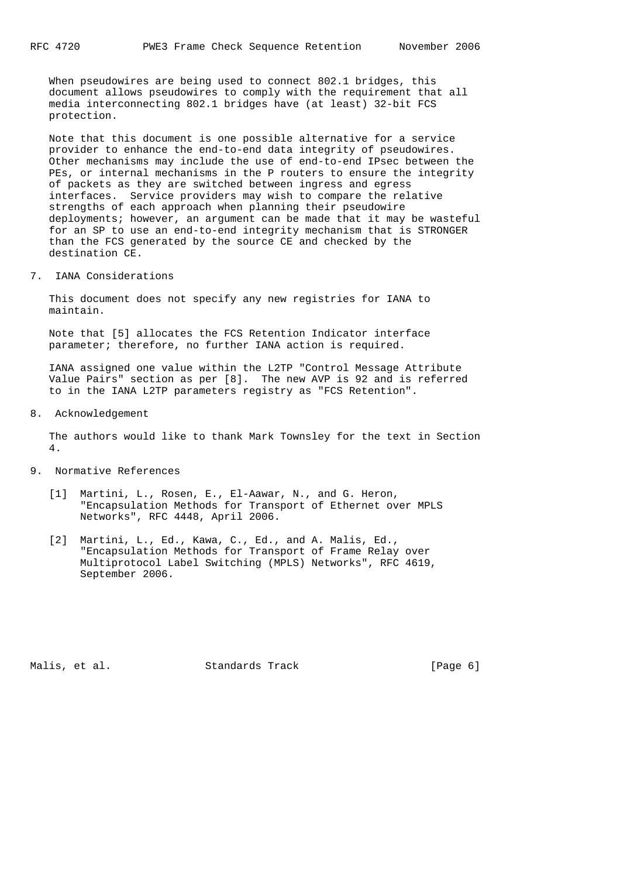When pseudowires are being used to connect 802.1 bridges, this document allows pseudowires to comply with the requirement that all media interconnecting 802.1 bridges have (at least) 32-bit FCS protection.

Note that this document is one possible alternative for a service provider to enhance the end-to-end data integrity of pseudowires. Other mechanisms may include the use of end-to-end IPsec between the PEs, or internal mechanisms in the P routers to ensure the integrity of packets as they are switched between ingress and egress interfaces. Service providers may wish to compare the relative strengths of each approach when planning their pseudowire deployments; however, an argument can be made that it may be wasteful for an SP to use an end-to-end integrity mechanism that is STRONGER than the FCS generated by the source CE and checked by the destination CE.

## 7. IANA Considerations

This document does not specify any new registries for IANA to maintain.

Note that [5] allocates the FCS Retention Indicator interface parameter; therefore, no further IANA action is required.

IANA assigned one value within the L2TP "Control Message Attribute Value Pairs" section as per [8]. The new AVP is 92 and is referred to in the IANA L2TP parameters registry as "FCS Retention".

## 8. Acknowledgement

The authors would like to thank Mark Townsley for the text in Section 4.

## 9. Normative References

[1] Martini, L., Rosen, E., El-Aawar, N., and G. Heron, "Encapsulation Methods for Transport of Ethernet over MPLS Networks", RFC 4448, April 2006.

[2] Martini, L., Ed., Kawa, C., Ed., and A. Malis, Ed., "Encapsulation Methods for Transport of Frame Relay over Multiprotocol Label Switching (MPLS) Networks", RFC 4619, September 2006.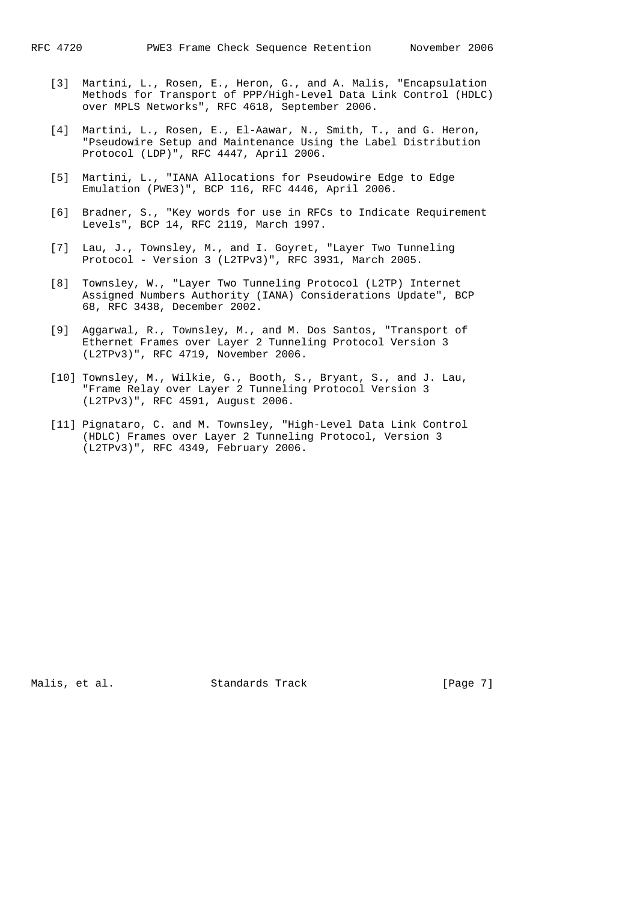[3] Martini, L., Rosen, E., Heron, G., and A. Malis, "Encapsulation Methods for Transport of PPP/High-Level Data Link Control (HDLC) over MPLS Networks", RFC 4618, September 2006.

[4] Martini, L., Rosen, E., El-Aawar, N., Smith, T., and G. Heron, "Pseudowire Setup and Maintenance Using the Label Distribution Protocol (LDP)", RFC 4447, April 2006.

[5] Martini, L., "IANA Allocations for Pseudowire Edge to Edge Emulation (PWE3)", BCP 116, RFC 4446, April 2006.

[6] Bradner, S., "Key words for use in RFCs to Indicate Requirement Levels", BCP 14, RFC 2119, March 1997.

[7] Lau, J., Townsley, M., and I. Goyret, "Layer Two Tunneling Protocol - Version 3 (L2TPv3)", RFC 3931, March 2005.

[8] Townsley, W., "Layer Two Tunneling Protocol (L2TP) Internet Assigned Numbers Authority (IANA) Considerations Update", BCP 68, RFC 3438, December 2002.

[9] Aggarwal, R., Townsley, M., and M. Dos Santos, "Transport of Ethernet Frames over Layer 2 Tunneling Protocol Version 3 (L2TPv3)", RFC 4719, November 2006.

[10] Townsley, M., Wilkie, G., Booth, S., Bryant, S., and J. Lau, "Frame Relay over Layer 2 Tunneling Protocol Version 3 (L2TPv3)", RFC 4591, August 2006.

[11] Pignataro, C. and M. Townsley, "High-Level Data Link Control (HDLC) Frames over Layer 2 Tunneling Protocol, Version 3 (L2TPv3)", RFC 4349, February 2006.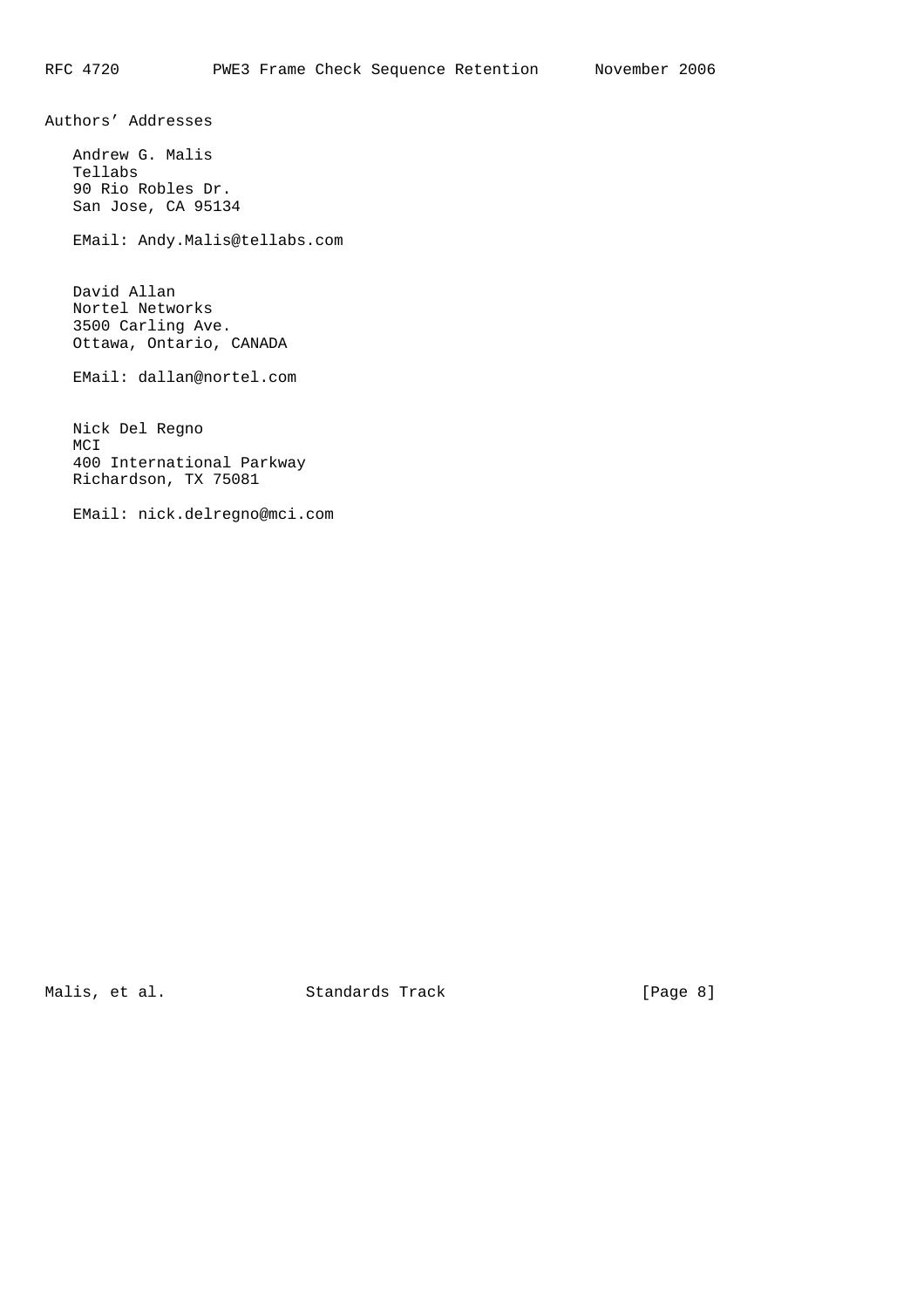# Authors' Addresses

Andrew G. Malis
Tellabs
90 Rio Robles Dr.
San Jose, CA 95134

EMail: Andy.Malis@tellabs.com

David Allan
Nortel Networks
3500 Carling Ave.
Ottawa, Ontario, CANADA

EMail: dallan@nortel.com

Nick Del Regno
MCI
400 International Parkway
Richardson, TX 75081

EMail: nick.delregno@mci.com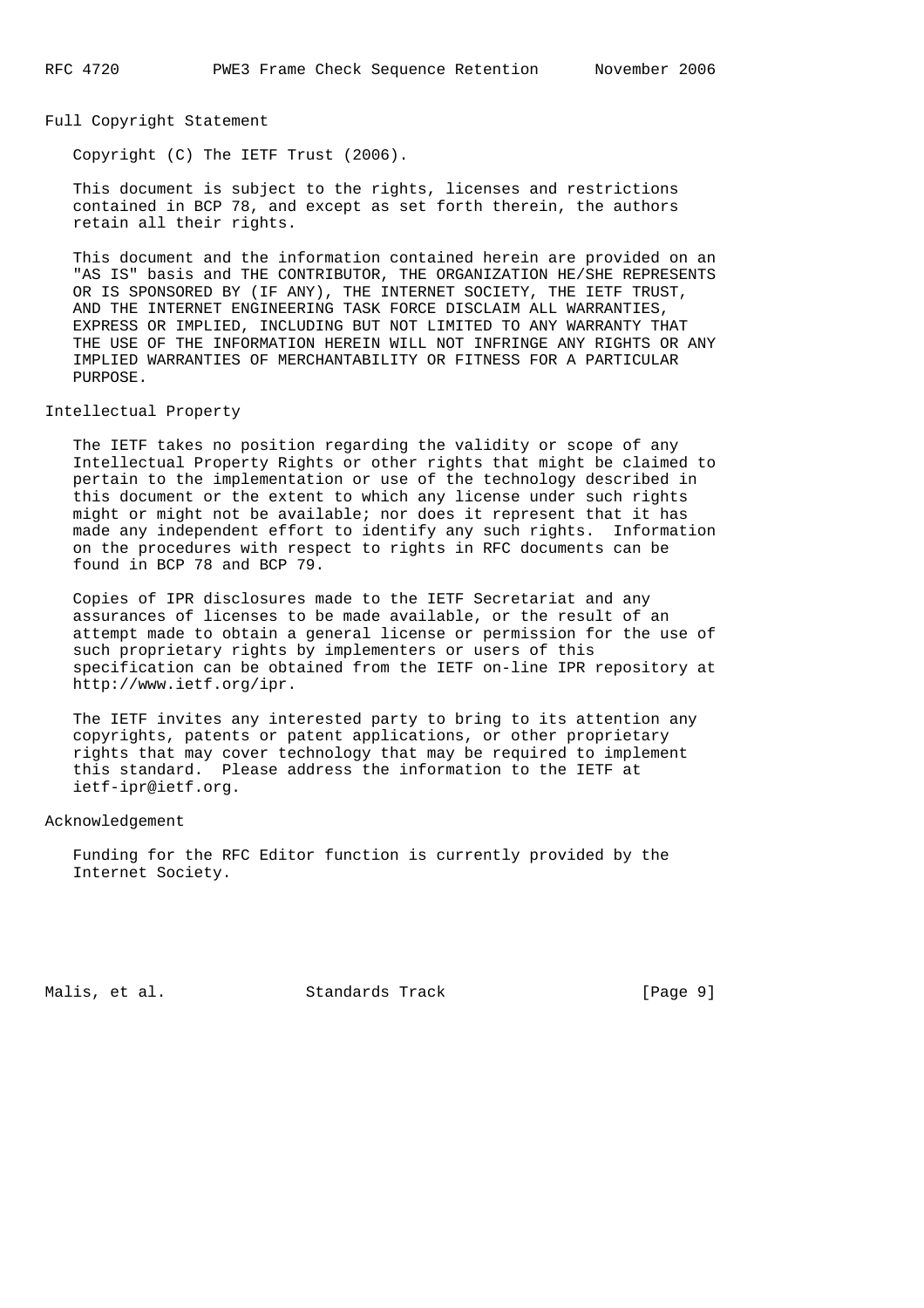## Full Copyright Statement

Copyright (C) The IETF Trust (2006).

This document is subject to the rights, licenses and restrictions contained in BCP 78, and except as set forth therein, the authors retain all their rights.

This document and the information contained herein are provided on an "AS IS" basis and THE CONTRIBUTOR, THE ORGANIZATION HE/SHE REPRESENTS OR IS SPONSORED BY (IF ANY), THE INTERNET SOCIETY, THE IETF TRUST, AND THE INTERNET ENGINEERING TASK FORCE DISCLAIM ALL WARRANTIES, EXPRESS OR IMPLIED, INCLUDING BUT NOT LIMITED TO ANY WARRANTY THAT THE USE OF THE INFORMATION HEREIN WILL NOT INFRINGE ANY RIGHTS OR ANY IMPLIED WARRANTIES OF MERCHANTABILITY OR FITNESS FOR A PARTICULAR PURPOSE.

## Intellectual Property

The IETF takes no position regarding the validity or scope of any Intellectual Property Rights or other rights that might be claimed to pertain to the implementation or use of the technology described in this document or the extent to which any license under such rights might or might not be available; nor does it represent that it has made any independent effort to identify any such rights. Information on the procedures with respect to rights in RFC documents can be found in BCP 78 and BCP 79.

Copies of IPR disclosures made to the IETF Secretariat and any assurances of licenses to be made available, or the result of an attempt made to obtain a general license or permission for the use of such proprietary rights by implementers or users of this specification can be obtained from the IETF on-line IPR repository at http://www.ietf.org/ipr.

The IETF invites any interested party to bring to its attention any copyrights, patents or patent applications, or other proprietary rights that may cover technology that may be required to implement this standard. Please address the information to the IETF at ietf-ipr@ietf.org.

## Acknowledgement

Funding for the RFC Editor function is currently provided by the Internet Society.